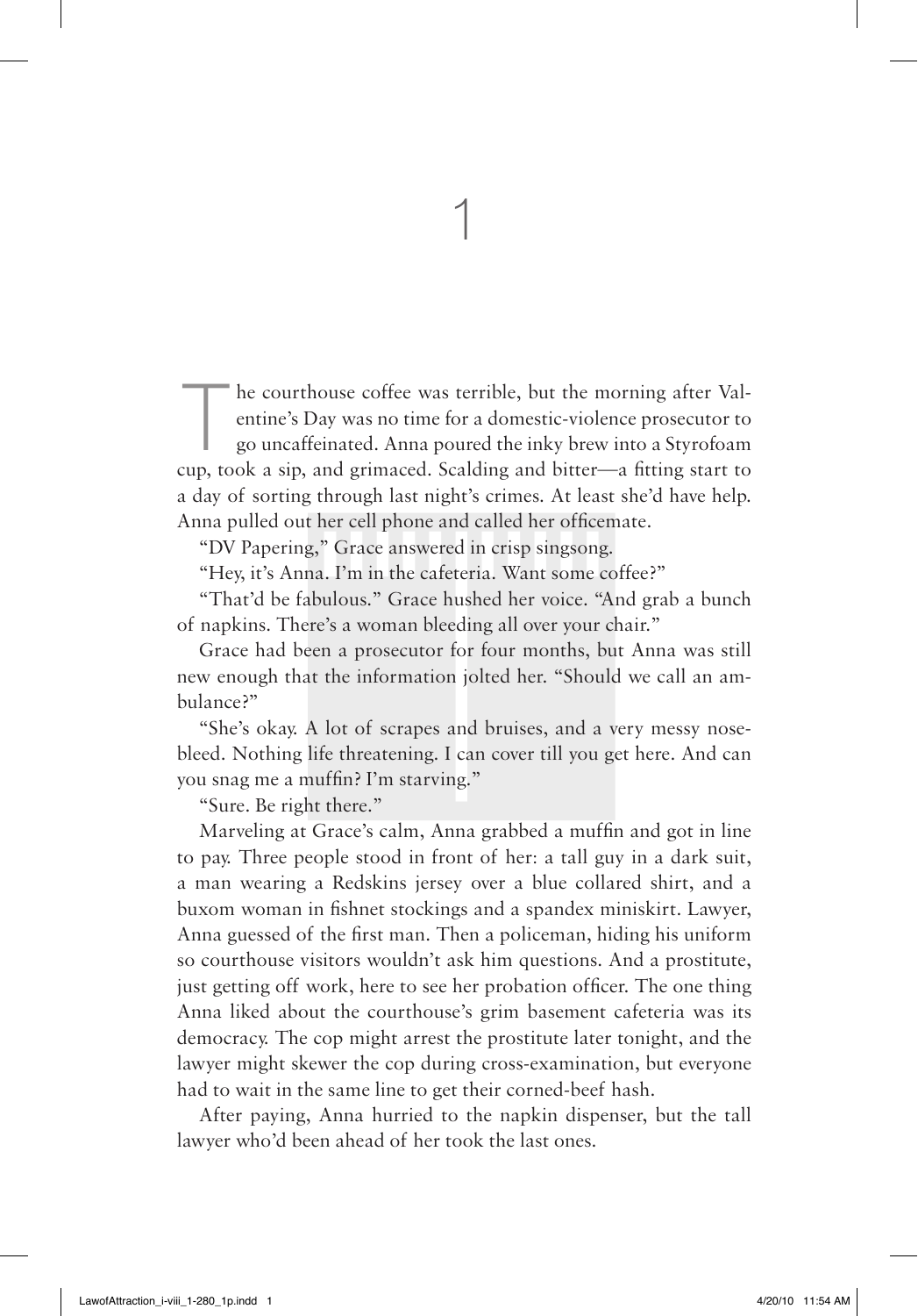# 1

The courthouse coffee was terrible, but the morning after Valentine's Day was no time for a domestic-violence prosecutor to go uncaffeinated. Anna poured the inky brew into a Styrofoam cup, took a sip, and grimaced. Scalding and bitter—a fitting start to a day of sorting through last night's crimes. At least she'd have help. Anna pulled out her cell phone and called her officemate.

"DV Papering," Grace answered in crisp singsong.

"Hey, it's Anna. I'm in the cafeteria. Want some coffee?"

"That'd be fabulous." Grace hushed her voice. "And grab a bunch of napkins. There's a woman bleeding all over your chair."

Grace had been a prosecutor for four months, but Anna was still new enough that the information jolted her. "Should we call an ambulance?"

"She's okay. A lot of scrapes and bruises, and a very messy nosebleed. Nothing life threatening. I can cover till you get here. And can you snag me a muffin? I'm starving."

"Sure. Be right there."

Marveling at Grace's calm, Anna grabbed a muffin and got in line to pay. Three people stood in front of her: a tall guy in a dark suit, a man wearing a Redskins jersey over a blue collared shirt, and a buxom woman in fishnet stockings and a spandex miniskirt. Lawyer, Anna guessed of the first man. Then a policeman, hiding his uniform so courthouse visitors wouldn't ask him questions. And a prostitute, just getting off work, here to see her probation officer. The one thing Anna liked about the courthouse's grim basement cafeteria was its democracy. The cop might arrest the prostitute later tonight, and the lawyer might skewer the cop during cross-examination, but everyone had to wait in the same line to get their corned-beef hash.

After paying, Anna hurried to the napkin dispenser, but the tall lawyer who'd been ahead of her took the last ones.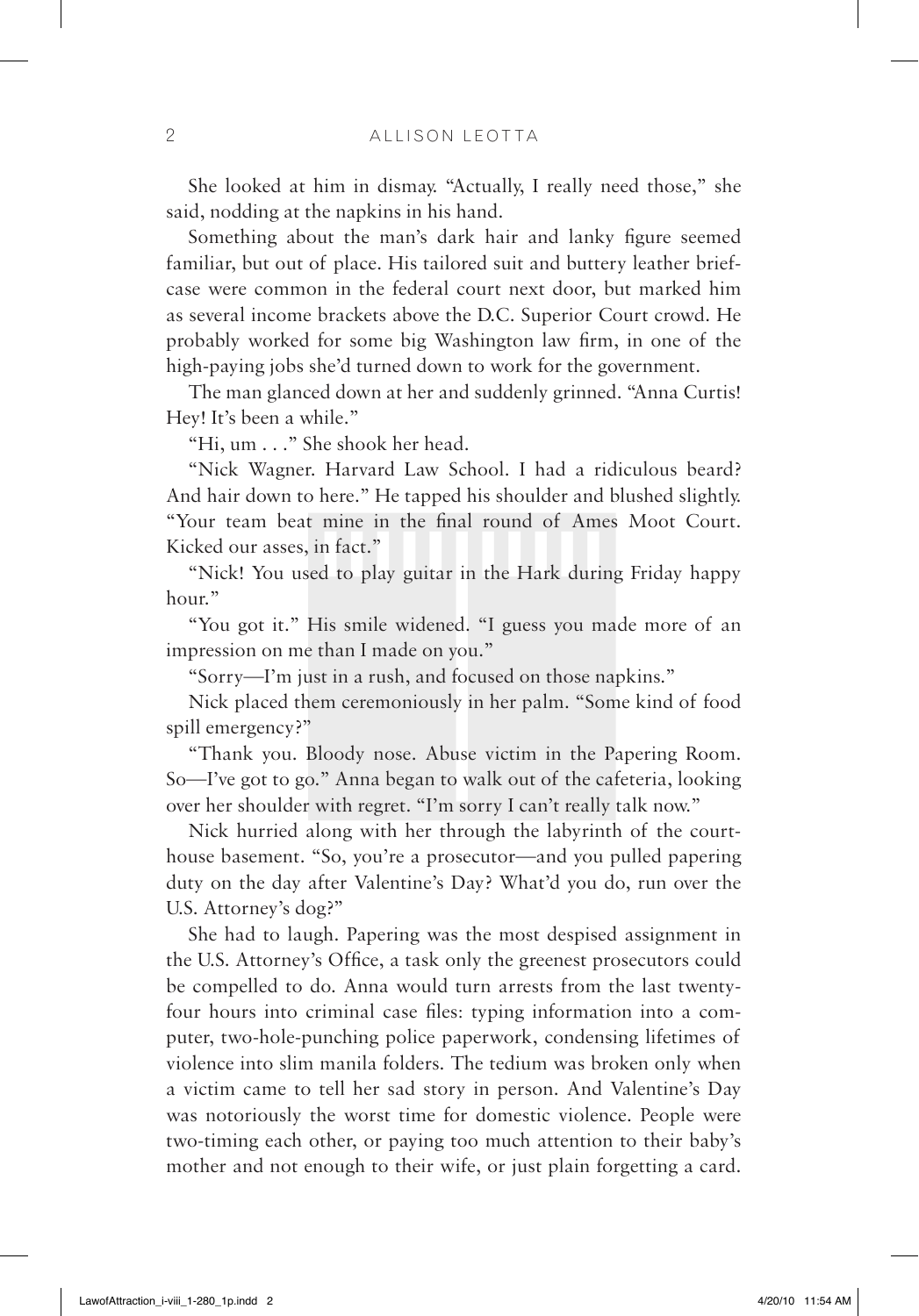She looked at him in dismay. "Actually, I really need those," she said, nodding at the napkins in his hand.

Something about the man's dark hair and lanky figure seemed familiar, but out of place. His tailored suit and buttery leather briefcase were common in the federal court next door, but marked him as several income brackets above the D.C. Superior Court crowd. He probably worked for some big Washington law firm, in one of the high-paying jobs she'd turned down to work for the government.

The man glanced down at her and suddenly grinned. "Anna Curtis! Hey! It's been a while."

"Hi, um . . ." She shook her head.

"Nick Wagner. Harvard Law School. I had a ridiculous beard? And hair down to here." He tapped his shoulder and blushed slightly. "Your team beat mine in the final round of Ames Moot Court. Kicked our asses, in fact."

"Nick! You used to play guitar in the Hark during Friday happy hour."

"You got it." His smile widened. "I guess you made more of an impression on me than I made on you."

"Sorry—I'm just in a rush, and focused on those napkins."

Nick placed them ceremoniously in her palm. "Some kind of food spill emergency?"

"Thank you. Bloody nose. Abuse victim in the Papering Room. So—I've got to go." Anna began to walk out of the cafeteria, looking over her shoulder with regret. "I'm sorry I can't really talk now."

Nick hurried along with her through the labyrinth of the courthouse basement. "So, you're a prosecutor—and you pulled papering duty on the day after Valentine's Day? What'd you do, run over the U.S. Attorney's dog?"

She had to laugh. Papering was the most despised assignment in the U.S. Attorney's Office, a task only the greenest prosecutors could be compelled to do. Anna would turn arrests from the last twenty-four hours into criminal case files: typing information into a computer, two-hole-punching police paperwork, condensing lifetimes of violence into slim manila folders. The tedium was broken only when a victim came to tell her sad story in person. And Valentine's Day was notoriously the worst time for domestic violence. People were two-timing each other, or paying too much attention to their baby's mother and not enough to their wife, or just plain forgetting a card.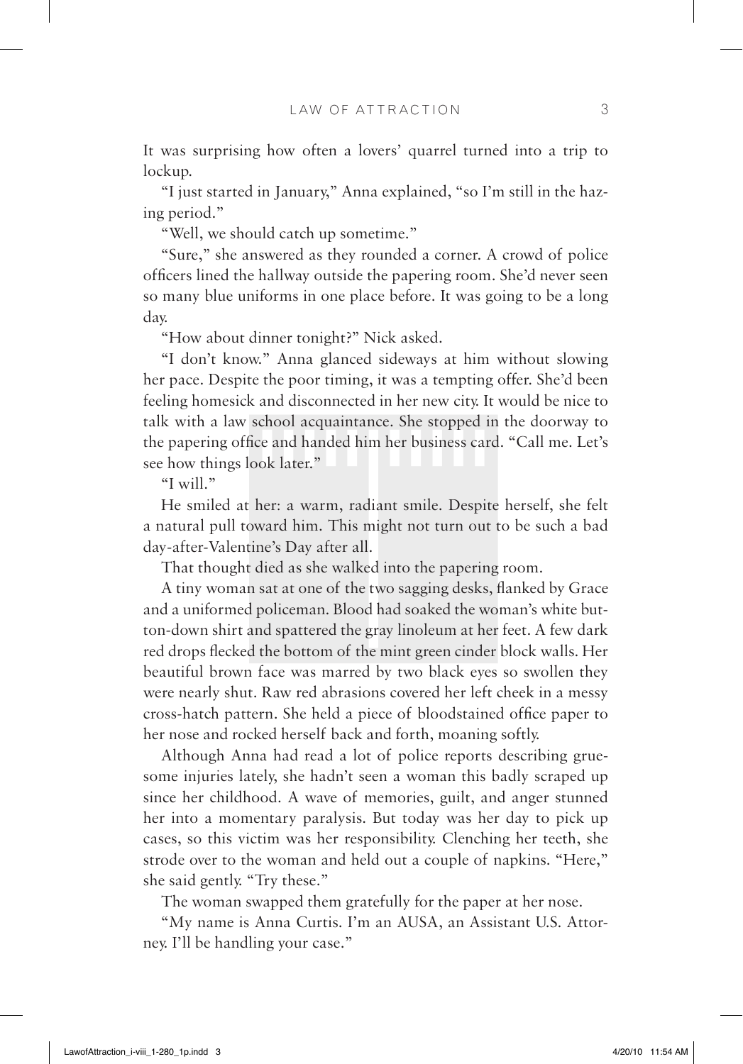It was surprising how often a lovers' quarrel turned into a trip to lockup.

"I just started in January," Anna explained, "so I'm still in the hazing period."

"Well, we should catch up sometime."

"Sure," she answered as they rounded a corner. A crowd of police officers lined the hallway outside the papering room. She'd never seen so many blue uniforms in one place before. It was going to be a long day.

"How about dinner tonight?" Nick asked.

"I don't know." Anna glanced sideways at him without slowing her pace. Despite the poor timing, it was a tempting offer. She'd been feeling homesick and disconnected in her new city. It would be nice to talk with a law school acquaintance. She stopped in the doorway to the papering office and handed him her business card. "Call me. Let's see how things look later."

"I will."

He smiled at her: a warm, radiant smile. Despite herself, she felt a natural pull toward him. This might not turn out to be such a bad day-after-Valentine's Day after all.

That thought died as she walked into the papering room.

A tiny woman sat at one of the two sagging desks, flanked by Grace and a uniformed policeman. Blood had soaked the woman's white button-down shirt and spattered the gray linoleum at her feet. A few dark red drops flecked the bottom of the mint green cinder block walls. Her beautiful brown face was marred by two black eyes so swollen they were nearly shut. Raw red abrasions covered her left cheek in a messy cross-hatch pattern. She held a piece of bloodstained office paper to her nose and rocked herself back and forth, moaning softly.

Although Anna had read a lot of police reports describing gruesome injuries lately, she hadn't seen a woman this badly scraped up since her childhood. A wave of memories, guilt, and anger stunned her into a momentary paralysis. But today was her day to pick up cases, so this victim was her responsibility. Clenching her teeth, she strode over to the woman and held out a couple of napkins. "Here," she said gently. "Try these."

The woman swapped them gratefully for the paper at her nose.

"My name is Anna Curtis. I'm an AUSA, an Assistant U.S. Attorney. I'll be handling your case."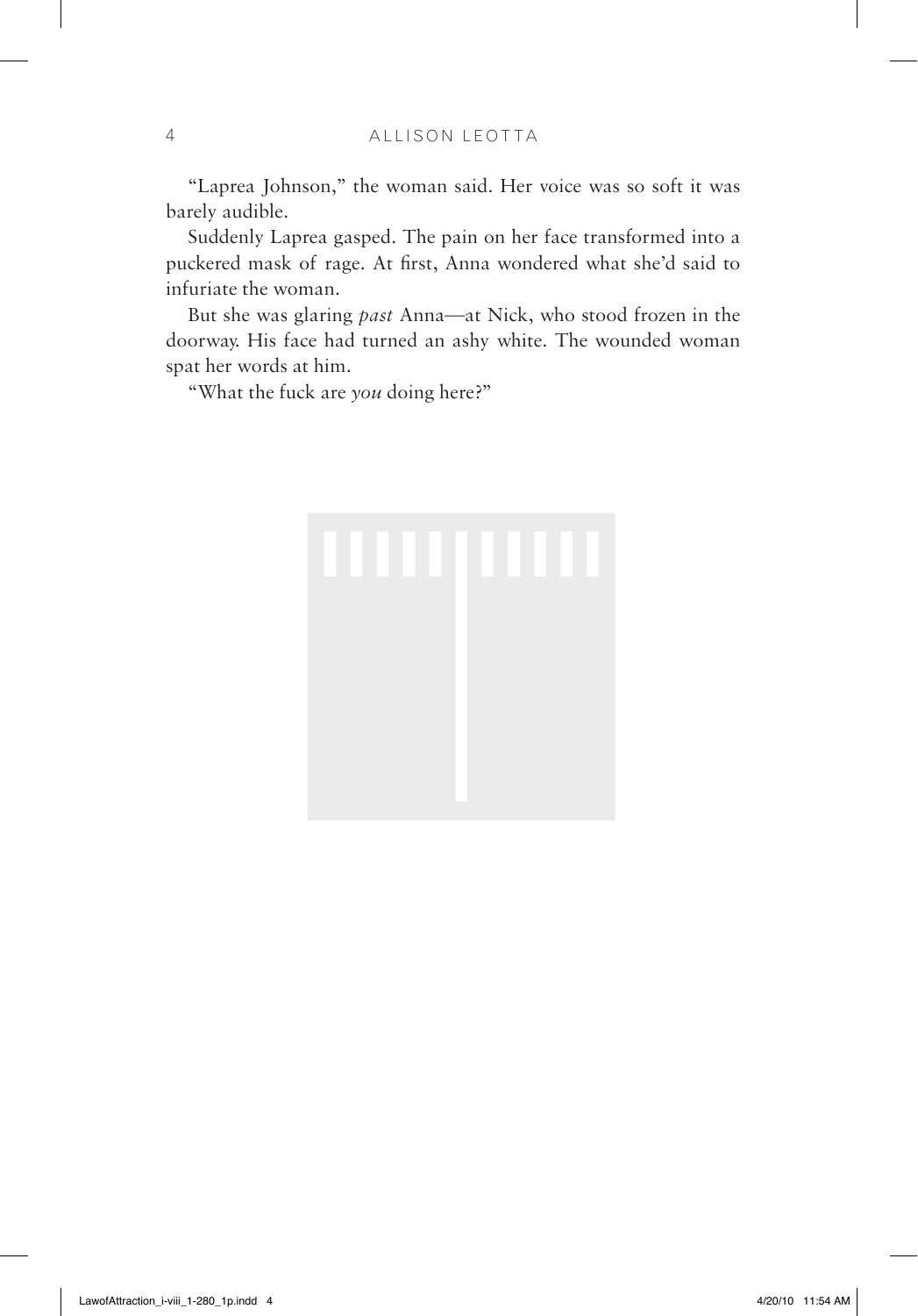"Laprea Johnson," the woman said. Her voice was so soft it was barely audible.

Suddenly Laprea gasped. The pain on her face transformed into a puckered mask of rage. At first, Anna wondered what she'd said to infuriate the woman.

But she was glaring *past* Anna—at Nick, who stood frozen in the doorway. His face had turned an ashy white. The wounded woman spat her words at him.

"What the fuck are *you* doing here?"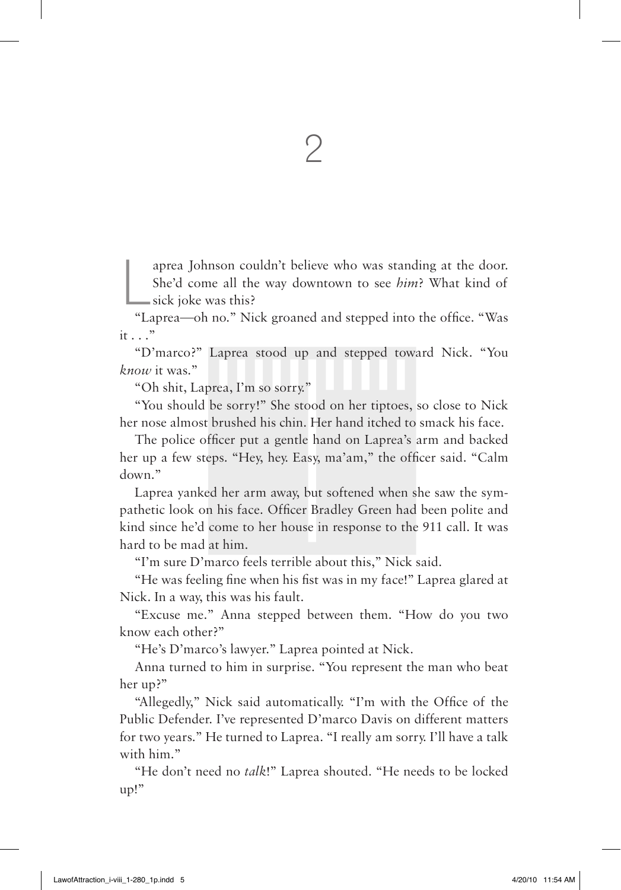# 2

Laprea Johnson couldn't believe who was standing at the door. She'd come all the way downtown to see *him*? What kind of sick joke was this?

"Laprea—oh no." Nick groaned and stepped into the office. "Was it . . ."

"D'marco?" Laprea stood up and stepped toward Nick. "You *know* it was."

"Oh shit, Laprea, I'm so sorry."

"You should be sorry!" She stood on her tiptoes, so close to Nick her nose almost brushed his chin. Her hand itched to smack his face.

The police officer put a gentle hand on Laprea's arm and backed her up a few steps. "Hey, hey. Easy, ma'am," the officer said. "Calm down."

Laprea yanked her arm away, but softened when she saw the sympathetic look on his face. Officer Bradley Green had been polite and kind since he'd come to her house in response to the 911 call. It was hard to be mad at him.

"I'm sure D'marco feels terrible about this," Nick said.

"He was feeling fine when his fist was in my face!" Laprea glared at Nick. In a way, this was his fault.

"Excuse me." Anna stepped between them. "How do you two know each other?"

"He's D'marco's lawyer." Laprea pointed at Nick.

Anna turned to him in surprise. "You represent the man who beat her up?"

"Allegedly," Nick said automatically. "I'm with the Office of the Public Defender. I've represented D'marco Davis on different matters for two years." He turned to Laprea. "I really am sorry. I'll have a talk with him."

"He don't need no *talk*!" Laprea shouted. "He needs to be locked up!"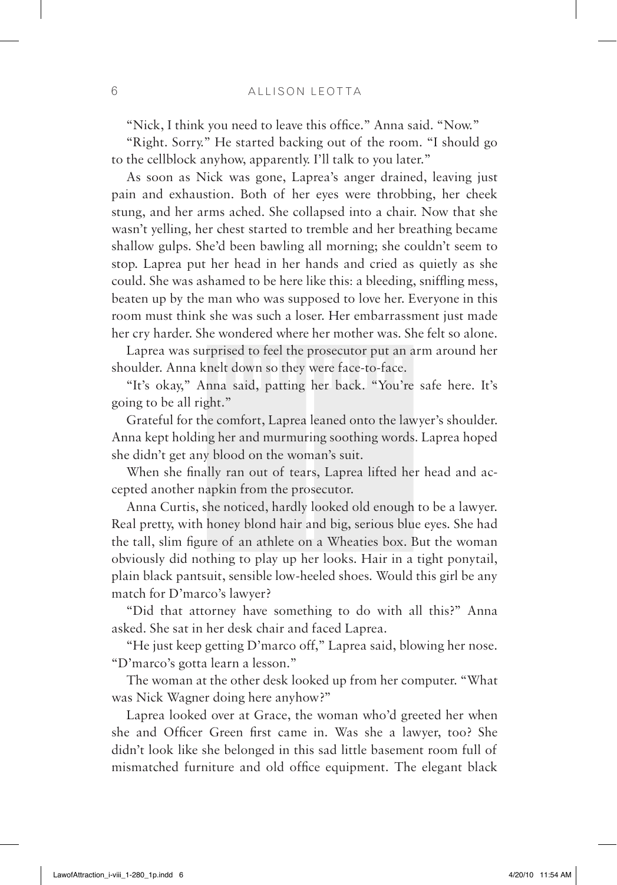"Nick, I think you need to leave this office." Anna said. "Now."

"Right. Sorry." He started backing out of the room. "I should go to the cellblock anyhow, apparently. I'll talk to you later."

As soon as Nick was gone, Laprea's anger drained, leaving just pain and exhaustion. Both of her eyes were throbbing, her cheek stung, and her arms ached. She collapsed into a chair. Now that she wasn't yelling, her chest started to tremble and her breathing became shallow gulps. She'd been bawling all morning; she couldn't seem to stop. Laprea put her head in her hands and cried as quietly as she could. She was ashamed to be here like this: a bleeding, sniffling mess, beaten up by the man who was supposed to love her. Everyone in this room must think she was such a loser. Her embarrassment just made her cry harder. She wondered where her mother was. She felt so alone.

Laprea was surprised to feel the prosecutor put an arm around her shoulder. Anna knelt down so they were face-to-face.

"It's okay," Anna said, patting her back. "You're safe here. It's going to be all right."

Grateful for the comfort, Laprea leaned onto the lawyer's shoulder. Anna kept holding her and murmuring soothing words. Laprea hoped she didn't get any blood on the woman's suit.

When she finally ran out of tears, Laprea lifted her head and accepted another napkin from the prosecutor.

Anna Curtis, she noticed, hardly looked old enough to be a lawyer. Real pretty, with honey blond hair and big, serious blue eyes. She had the tall, slim figure of an athlete on a Wheaties box. But the woman obviously did nothing to play up her looks. Hair in a tight ponytail, plain black pantsuit, sensible low-heeled shoes. Would this girl be any match for D'marco's lawyer?

"Did that attorney have something to do with all this?" Anna asked. She sat in her desk chair and faced Laprea.

"He just keep getting D'marco off," Laprea said, blowing her nose. "D'marco's gotta learn a lesson."

The woman at the other desk looked up from her computer. "What was Nick Wagner doing here anyhow?"

Laprea looked over at Grace, the woman who'd greeted her when she and Officer Green first came in. Was she a lawyer, too? She didn't look like she belonged in this sad little basement room full of mismatched furniture and old office equipment. The elegant black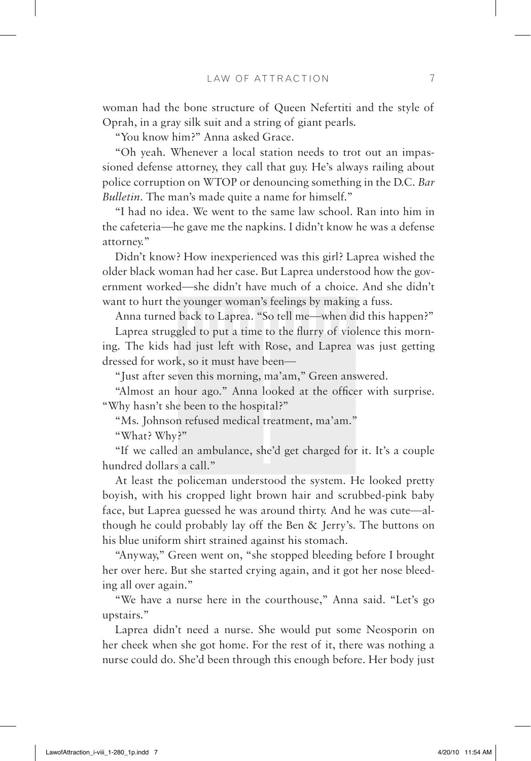woman had the bone structure of Queen Nefertiti and the style of Oprah, in a gray silk suit and a string of giant pearls.

"You know him?" Anna asked Grace.

"Oh yeah. Whenever a local station needs to trot out an impassioned defense attorney, they call that guy. He's always railing about police corruption on WTOP or denouncing something in the D.C. *Bar Bulletin*. The man's made quite a name for himself."

"I had no idea. We went to the same law school. Ran into him in the cafeteria—he gave me the napkins. I didn't know he was a defense attorney."

Didn't know? How inexperienced was this girl? Laprea wished the older black woman had her case. But Laprea understood how the government worked—she didn't have much of a choice. And she didn't want to hurt the younger woman's feelings by making a fuss.

Anna turned back to Laprea. "So tell me—when did this happen?"

Laprea struggled to put a time to the flurry of violence this morning. The kids had just left with Rose, and Laprea was just getting dressed for work, so it must have been—

"Just after seven this morning, ma'am," Green answered.

"Almost an hour ago." Anna looked at the officer with surprise. "Why hasn't she been to the hospital?"

"Ms. Johnson refused medical treatment, ma'am."

"What? Why?"

"If we called an ambulance, she'd get charged for it. It's a couple hundred dollars a call."

At least the policeman understood the system. He looked pretty boyish, with his cropped light brown hair and scrubbed-pink baby face, but Laprea guessed he was around thirty. And he was cute—although he could probably lay off the Ben & Jerry's. The buttons on his blue uniform shirt strained against his stomach.

"Anyway," Green went on, "she stopped bleeding before I brought her over here. But she started crying again, and it got her nose bleeding all over again."

"We have a nurse here in the courthouse," Anna said. "Let's go upstairs."

Laprea didn't need a nurse. She would put some Neosporin on her cheek when she got home. For the rest of it, there was nothing a nurse could do. She'd been through this enough before. Her body just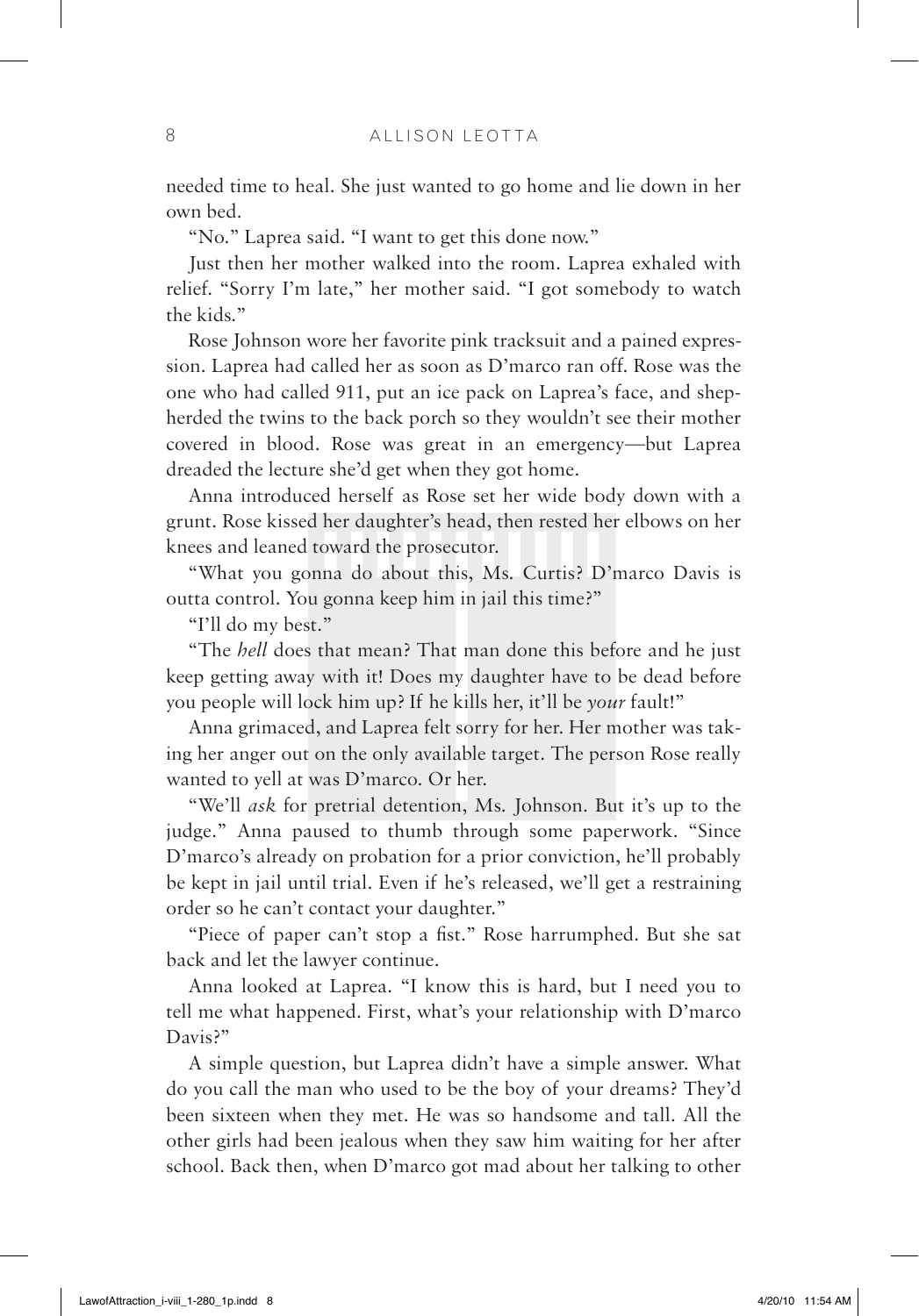needed time to heal. She just wanted to go home and lie down in her own bed.

"No." Laprea said. "I want to get this done now."

Just then her mother walked into the room. Laprea exhaled with relief. "Sorry I'm late," her mother said. "I got somebody to watch the kids."

Rose Johnson wore her favorite pink tracksuit and a pained expression. Laprea had called her as soon as D'marco ran off. Rose was the one who had called 911, put an ice pack on Laprea's face, and shepherded the twins to the back porch so they wouldn't see their mother covered in blood. Rose was great in an emergency—but Laprea dreaded the lecture she'd get when they got home.

Anna introduced herself as Rose set her wide body down with a grunt. Rose kissed her daughter's head, then rested her elbows on her knees and leaned toward the prosecutor.

"What you gonna do about this, Ms. Curtis? D'marco Davis is outta control. You gonna keep him in jail this time?"

"I'll do my best."

"The *hell* does that mean? That man done this before and he just keep getting away with it! Does my daughter have to be dead before you people will lock him up? If he kills her, it'll be *your* fault!"

Anna grimaced, and Laprea felt sorry for her. Her mother was taking her anger out on the only available target. The person Rose really wanted to yell at was D'marco. Or her.

"We'll *ask* for pretrial detention, Ms. Johnson. But it's up to the judge." Anna paused to thumb through some paperwork. "Since D'marco's already on probation for a prior conviction, he'll probably be kept in jail until trial. Even if he's released, we'll get a restraining order so he can't contact your daughter."

"Piece of paper can't stop a fist." Rose harrumphed. But she sat back and let the lawyer continue.

Anna looked at Laprea. "I know this is hard, but I need you to tell me what happened. First, what's your relationship with D'marco Davis?"

A simple question, but Laprea didn't have a simple answer. What do you call the man who used to be the boy of your dreams? They'd been sixteen when they met. He was so handsome and tall. All the other girls had been jealous when they saw him waiting for her after school. Back then, when D'marco got mad about her talking to other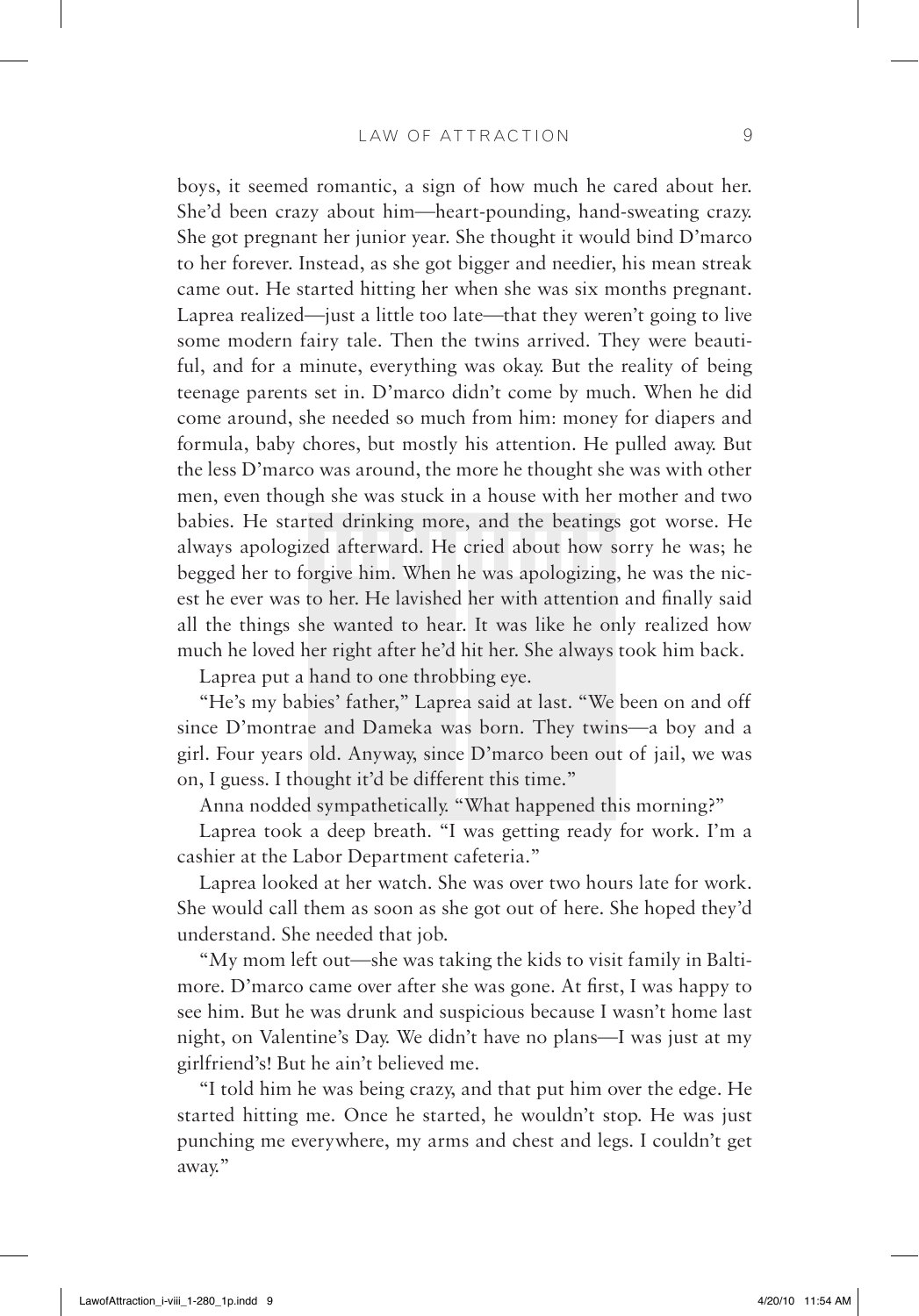boys, it seemed romantic, a sign of how much he cared about her. She'd been crazy about him—heart-pounding, hand-sweating crazy. She got pregnant her junior year. She thought it would bind D'marco to her forever. Instead, as she got bigger and needier, his mean streak came out. He started hitting her when she was six months pregnant. Laprea realized—just a little too late—that they weren't going to live some modern fairy tale. Then the twins arrived. They were beautiful, and for a minute, everything was okay. But the reality of being teenage parents set in. D'marco didn't come by much. When he did come around, she needed so much from him: money for diapers and formula, baby chores, but mostly his attention. He pulled away. But the less D'marco was around, the more he thought she was with other men, even though she was stuck in a house with her mother and two babies. He started drinking more, and the beatings got worse. He always apologized afterward. He cried about how sorry he was; he begged her to forgive him. When he was apologizing, he was the nicest he ever was to her. He lavished her with attention and finally said all the things she wanted to hear. It was like he only realized how much he loved her right after he'd hit her. She always took him back.

Laprea put a hand to one throbbing eye.

"He's my babies' father," Laprea said at last. "We been on and off since D'montrae and Dameka was born. They twins—a boy and a girl. Four years old. Anyway, since D'marco been out of jail, we was on, I guess. I thought it'd be different this time."

Anna nodded sympathetically. "What happened this morning?"

Laprea took a deep breath. "I was getting ready for work. I'm a cashier at the Labor Department cafeteria."

Laprea looked at her watch. She was over two hours late for work. She would call them as soon as she got out of here. She hoped they'd understand. She needed that job.

"My mom left out—she was taking the kids to visit family in Baltimore. D'marco came over after she was gone. At first, I was happy to see him. But he was drunk and suspicious because I wasn't home last night, on Valentine's Day. We didn't have no plans—I was just at my girlfriend's! But he ain't believed me.

"I told him he was being crazy, and that put him over the edge. He started hitting me. Once he started, he wouldn't stop. He was just punching me everywhere, my arms and chest and legs. I couldn't get away."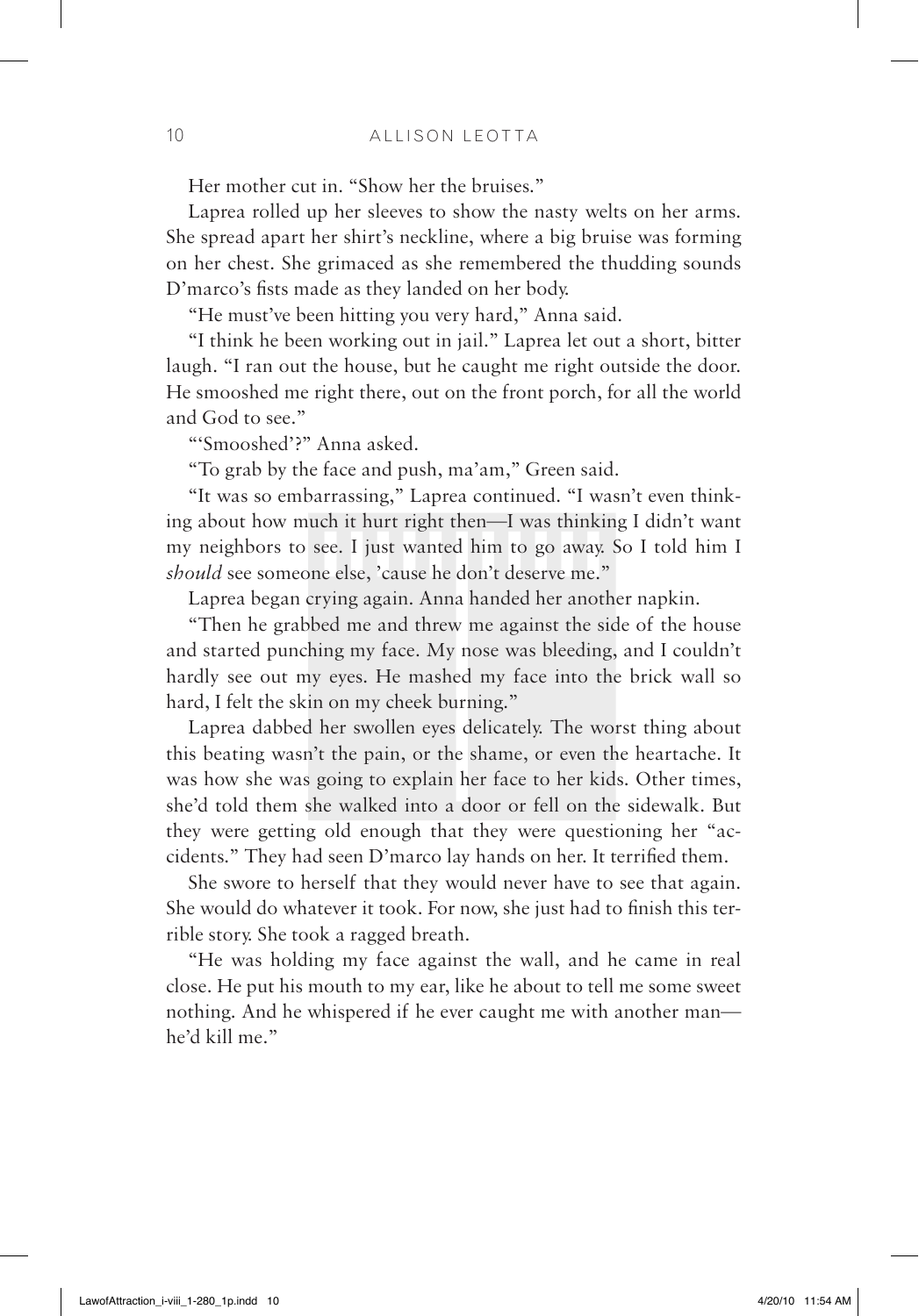Her mother cut in. "Show her the bruises."

Laprea rolled up her sleeves to show the nasty welts on her arms. She spread apart her shirt's neckline, where a big bruise was forming on her chest. She grimaced as she remembered the thudding sounds D'marco's fists made as they landed on her body.

"He must've been hitting you very hard," Anna said.

"I think he been working out in jail." Laprea let out a short, bitter laugh. "I ran out the house, but he caught me right outside the door. He smooshed me right there, out on the front porch, for all the world and God to see."

"'Smooshed'?" Anna asked.

"To grab by the face and push, ma'am," Green said.

"It was so embarrassing," Laprea continued. "I wasn't even thinking about how much it hurt right then—I was thinking I didn't want my neighbors to see. I just wanted him to go away. So I told him I *should* see someone else, 'cause he don't deserve me."

Laprea began crying again. Anna handed her another napkin.

"Then he grabbed me and threw me against the side of the house and started punching my face. My nose was bleeding, and I couldn't hardly see out my eyes. He mashed my face into the brick wall so hard, I felt the skin on my cheek burning."

Laprea dabbed her swollen eyes delicately. The worst thing about this beating wasn't the pain, or the shame, or even the heartache. It was how she was going to explain her face to her kids. Other times, she'd told them she walked into a door or fell on the sidewalk. But they were getting old enough that they were questioning her "accidents." They had seen D'marco lay hands on her. It terrified them.

She swore to herself that they would never have to see that again. She would do whatever it took. For now, she just had to finish this terrible story. She took a ragged breath.

"He was holding my face against the wall, and he came in real close. He put his mouth to my ear, like he about to tell me some sweet nothing. And he whispered if he ever caught me with another man—he'd kill me."